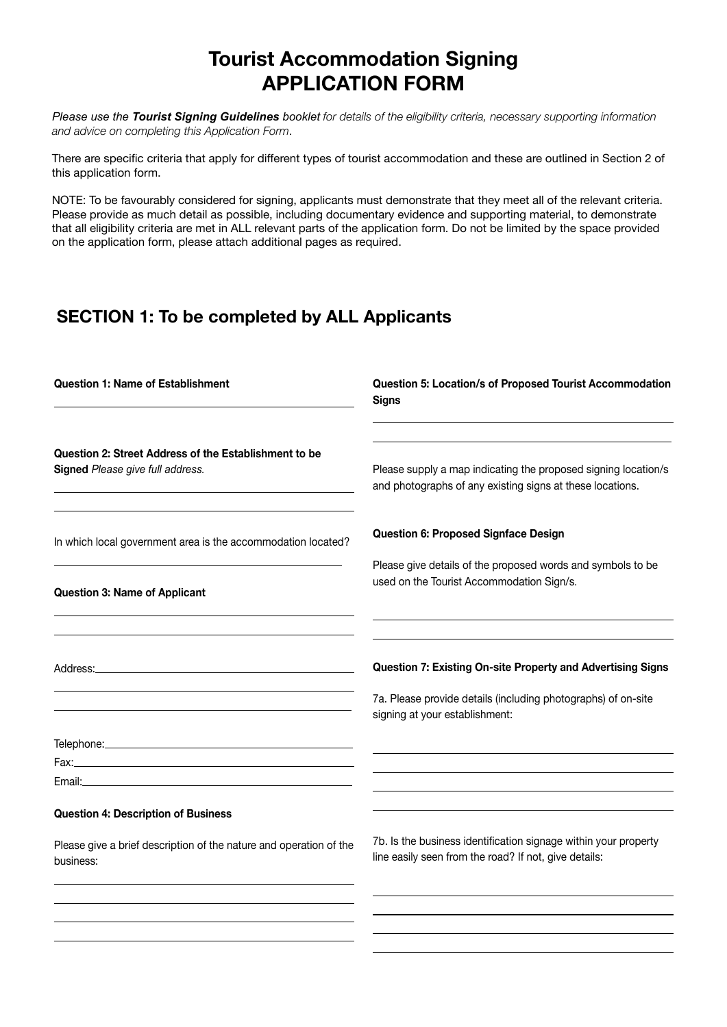# Tourist Accommodation Signing
# APPLICATION FORM

*Please use the* ***Tourist Signing Guidelines*** *booklet for details of the eligibility criteria, necessary supporting information and advice on completing this Application Form.*

There are specific criteria that apply for different types of tourist accommodation and these are outlined in Section 2 of this application form.

NOTE: To be favourably considered for signing, applicants must demonstrate that they meet all of the relevant criteria. Please provide as much detail as possible, including documentary evidence and supporting material, to demonstrate that all eligibility criteria are met in ALL relevant parts of the application form. Do not be limited by the space provided on the application form, please attach additional pages as required.

## SECTION 1: To be completed by ALL Applicants

**Question 1: Name of Establishment**

**Question 2: Street Address of the Establishment to be Signed** *Please give full address.*

In which local government area is the accommodation located?

**Question 3: Name of Applicant**

Address:

Telephone:

Fax:

Email:

**Question 4: Description of Business**

Please give a brief description of the nature and operation of the business:

**Question 5: Location/s of Proposed Tourist Accommodation Signs**

Please supply a map indicating the proposed signing location/s and photographs of any existing signs at these locations.

**Question 6: Proposed Signface Design**

Please give details of the proposed words and symbols to be used on the Tourist Accommodation Sign/s.

**Question 7: Existing On-site Property and Advertising Signs**

7a. Please provide details (including photographs) of on-site signing at your establishment:

7b. Is the business identification signage within your property line easily seen from the road? If not, give details: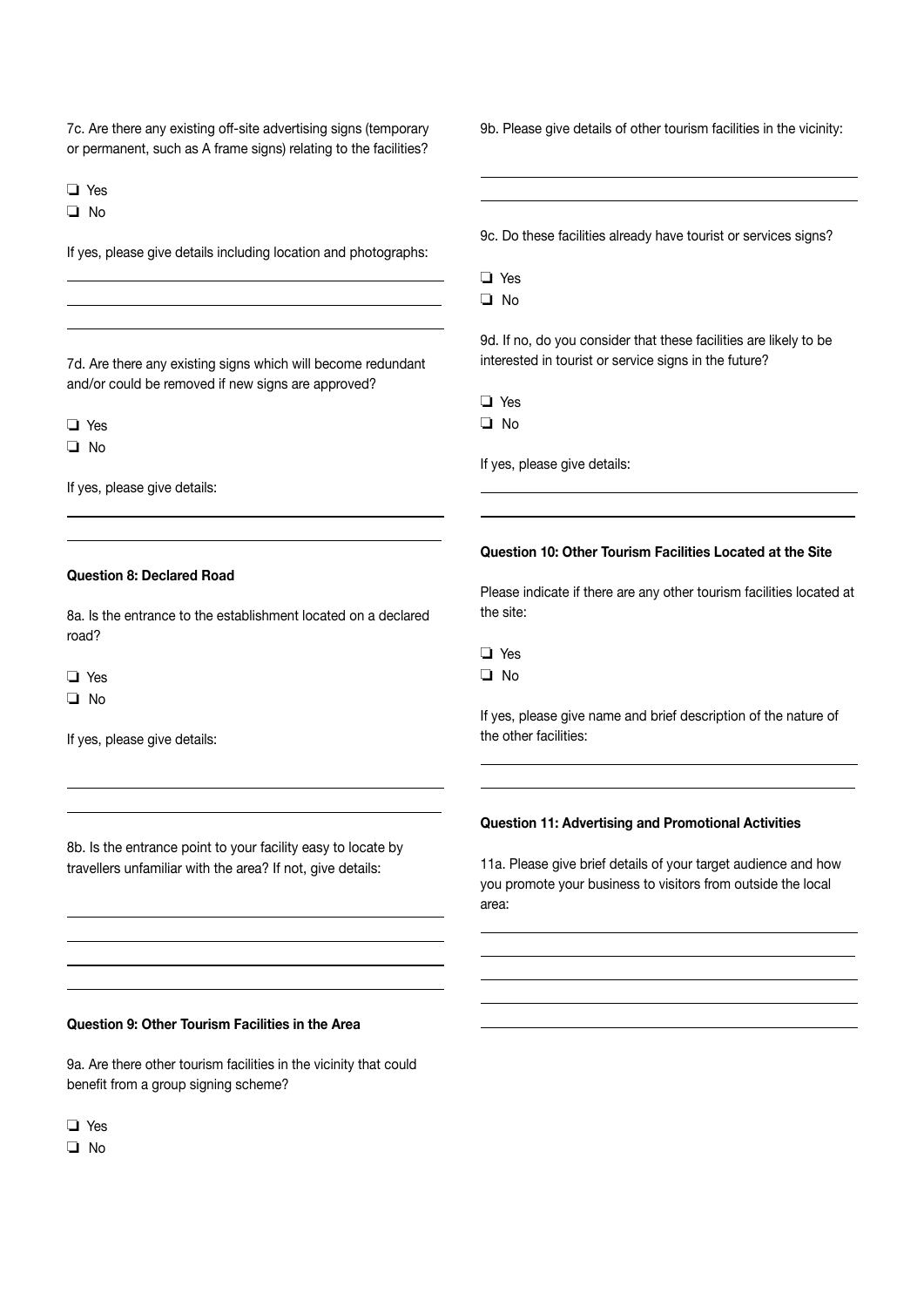7c. Are there any existing off-site advertising signs (temporary or permanent, such as A frame signs) relating to the facilities?

- ❑ Yes
- ❑ No

If yes, please give details including location and photographs:

7d. Are there any existing signs which will become redundant and/or could be removed if new signs are approved?

- ❑ Yes
- ❑ No

If yes, please give details:

**Question 8: Declared Road**

8a. Is the entrance to the establishment located on a declared road?

- ❑ Yes
- ❑ No

If yes, please give details:

8b. Is the entrance point to your facility easy to locate by travellers unfamiliar with the area? If not, give details:

**Question 9: Other Tourism Facilities in the Area**

9a. Are there other tourism facilities in the vicinity that could benefit from a group signing scheme?

- ❑ Yes
- ❑ No

9b. Please give details of other tourism facilities in the vicinity:

9c. Do these facilities already have tourist or services signs?

- ❑ Yes
- ❑ No

9d. If no, do you consider that these facilities are likely to be interested in tourist or service signs in the future?

- ❑ Yes
- ❑ No

If yes, please give details:

**Question 10: Other Tourism Facilities Located at the Site**

Please indicate if there are any other tourism facilities located at the site:

- ❑ Yes
- ❑ No

If yes, please give name and brief description of the nature of the other facilities:

**Question 11: Advertising and Promotional Activities**

11a. Please give brief details of your target audience and how you promote your business to visitors from outside the local area: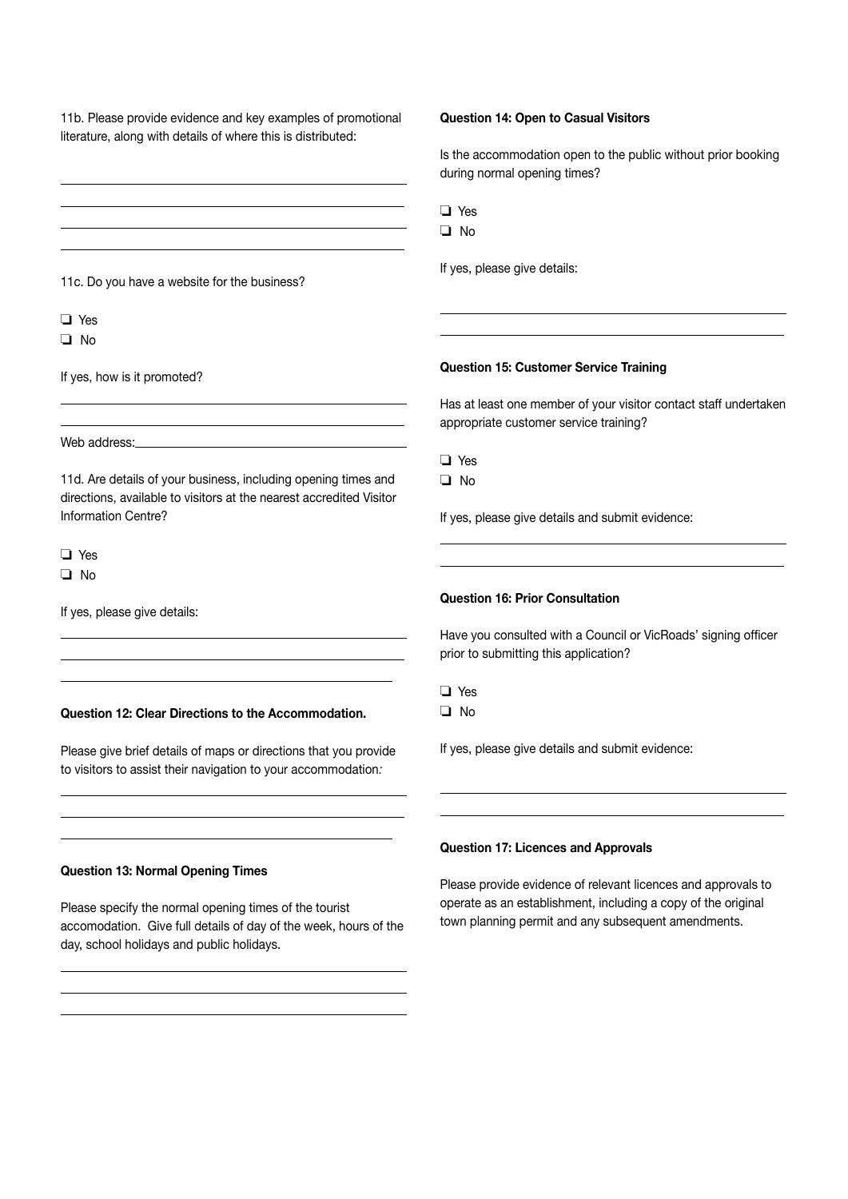11b. Please provide evidence and key examples of promotional literature, along with details of where this is distributed:

\_\_\_\_\_\_\_\_\_\_\_\_\_\_\_\_\_\_\_\_\_\_\_\_\_\_\_\_\_\_\_\_\_\_\_\_\_\_\_\_

\_\_\_\_\_\_\_\_\_\_\_\_\_\_\_\_\_\_\_\_\_\_\_\_\_\_\_\_\_\_\_\_\_\_\_\_\_\_\_\_

\_\_\_\_\_\_\_\_\_\_\_\_\_\_\_\_\_\_\_\_\_\_\_\_\_\_\_\_\_\_\_\_\_\_\_\_\_\_\_\_

\_\_\_\_\_\_\_\_\_\_\_\_\_\_\_\_\_\_\_\_\_\_\_\_\_\_\_\_\_\_\_\_\_\_\_\_\_\_\_\_

11c. Do you have a website for the business?

- ❏ Yes
- ❏ No

If yes, how is it promoted?

\_\_\_\_\_\_\_\_\_\_\_\_\_\_\_\_\_\_\_\_\_\_\_\_\_\_\_\_\_\_\_\_\_\_\_\_\_\_\_\_

\_\_\_\_\_\_\_\_\_\_\_\_\_\_\_\_\_\_\_\_\_\_\_\_\_\_\_\_\_\_\_\_\_\_\_\_\_\_\_\_

Web address:\_\_\_\_\_\_\_\_\_\_\_\_\_\_\_\_\_\_\_\_\_\_\_\_\_\_\_\_\_\_\_\_

11d. Are details of your business, including opening times and directions, available to visitors at the nearest accredited Visitor Information Centre?

- ❏ Yes
- ❏ No

If yes, please give details:

\_\_\_\_\_\_\_\_\_\_\_\_\_\_\_\_\_\_\_\_\_\_\_\_\_\_\_\_\_\_\_\_\_\_\_\_\_\_\_\_

\_\_\_\_\_\_\_\_\_\_\_\_\_\_\_\_\_\_\_\_\_\_\_\_\_\_\_\_\_\_\_\_\_\_\_\_\_\_\_\_

\_\_\_\_\_\_\_\_\_\_\_\_\_\_\_\_\_\_\_\_\_\_\_\_\_\_\_\_\_\_\_\_\_\_\_\_\_\_\_\_

**Question 12: Clear Directions to the Accommodation.**

Please give brief details of maps or directions that you provide to visitors to assist their navigation to your accommodation*:*

\_\_\_\_\_\_\_\_\_\_\_\_\_\_\_\_\_\_\_\_\_\_\_\_\_\_\_\_\_\_\_\_\_\_\_\_\_\_\_\_

\_\_\_\_\_\_\_\_\_\_\_\_\_\_\_\_\_\_\_\_\_\_\_\_\_\_\_\_\_\_\_\_\_\_\_\_\_\_\_\_

\_\_\_\_\_\_\_\_\_\_\_\_\_\_\_\_\_\_\_\_\_\_\_\_\_\_\_\_\_\_\_\_\_\_\_\_\_\_\_\_

**Question 13: Normal Opening Times**

Please specify the normal opening times of the tourist accomodation. Give full details of day of the week, hours of the day, school holidays and public holidays.

\_\_\_\_\_\_\_\_\_\_\_\_\_\_\_\_\_\_\_\_\_\_\_\_\_\_\_\_\_\_\_\_\_\_\_\_\_\_\_\_

\_\_\_\_\_\_\_\_\_\_\_\_\_\_\_\_\_\_\_\_\_\_\_\_\_\_\_\_\_\_\_\_\_\_\_\_\_\_\_\_

\_\_\_\_\_\_\_\_\_\_\_\_\_\_\_\_\_\_\_\_\_\_\_\_\_\_\_\_\_\_\_\_\_\_\_\_\_\_\_\_

**Question 14: Open to Casual Visitors**

Is the accommodation open to the public without prior booking during normal opening times?

- ❏ Yes
- ❏ No

If yes, please give details:

\_\_\_\_\_\_\_\_\_\_\_\_\_\_\_\_\_\_\_\_\_\_\_\_\_\_\_\_\_\_\_\_\_\_\_\_\_\_\_\_

\_\_\_\_\_\_\_\_\_\_\_\_\_\_\_\_\_\_\_\_\_\_\_\_\_\_\_\_\_\_\_\_\_\_\_\_\_\_\_\_

**Question 15: Customer Service Training**

Has at least one member of your visitor contact staff undertaken appropriate customer service training?

- ❏ Yes
- ❏ No

If yes, please give details and submit evidence:

\_\_\_\_\_\_\_\_\_\_\_\_\_\_\_\_\_\_\_\_\_\_\_\_\_\_\_\_\_\_\_\_\_\_\_\_\_\_\_\_

\_\_\_\_\_\_\_\_\_\_\_\_\_\_\_\_\_\_\_\_\_\_\_\_\_\_\_\_\_\_\_\_\_\_\_\_\_\_\_\_

**Question 16: Prior Consultation**

Have you consulted with a Council or VicRoads' signing officer prior to submitting this application?

- ❏ Yes
- ❏ No

If yes, please give details and submit evidence:

\_\_\_\_\_\_\_\_\_\_\_\_\_\_\_\_\_\_\_\_\_\_\_\_\_\_\_\_\_\_\_\_\_\_\_\_\_\_\_\_

\_\_\_\_\_\_\_\_\_\_\_\_\_\_\_\_\_\_\_\_\_\_\_\_\_\_\_\_\_\_\_\_\_\_\_\_\_\_\_\_

**Question 17: Licences and Approvals**

Please provide evidence of relevant licences and approvals to operate as an establishment, including a copy of the original town planning permit and any subsequent amendments.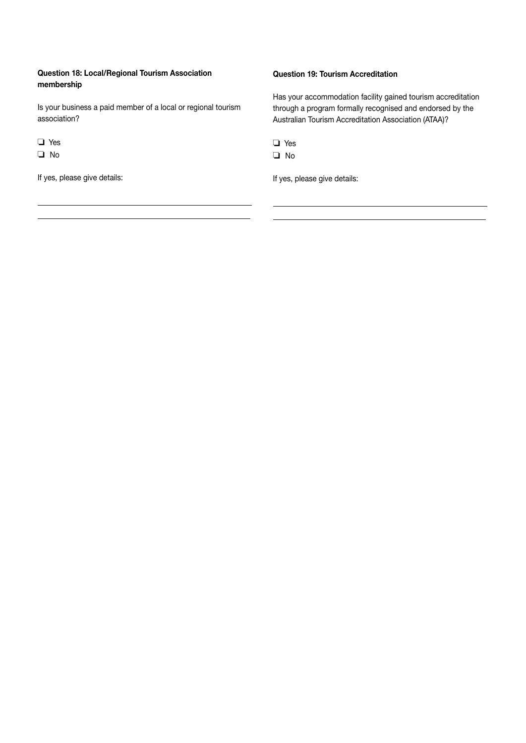**Question 18: Local/Regional Tourism Association membership**

Is your business a paid member of a local or regional tourism association?

❏ Yes
❏ No

If yes, please give details:

\_\_\_\_\_\_\_\_\_\_\_\_\_\_\_\_\_\_\_\_\_\_\_\_\_\_\_\_\_\_\_\_\_\_\_\_\_\_\_\_\_\_\_\_

\_\_\_\_\_\_\_\_\_\_\_\_\_\_\_\_\_\_\_\_\_\_\_\_\_\_\_\_\_\_\_\_\_\_\_\_\_\_\_\_\_\_\_\_

**Question 19: Tourism Accreditation**

Has your accommodation facility gained tourism accreditation through a program formally recognised and endorsed by the Australian Tourism Accreditation Association (ATAA)?

❏ Yes
❏ No

If yes, please give details:

\_\_\_\_\_\_\_\_\_\_\_\_\_\_\_\_\_\_\_\_\_\_\_\_\_\_\_\_\_\_\_\_\_\_\_\_\_\_\_\_\_\_\_\_

\_\_\_\_\_\_\_\_\_\_\_\_\_\_\_\_\_\_\_\_\_\_\_\_\_\_\_\_\_\_\_\_\_\_\_\_\_\_\_\_\_\_\_\_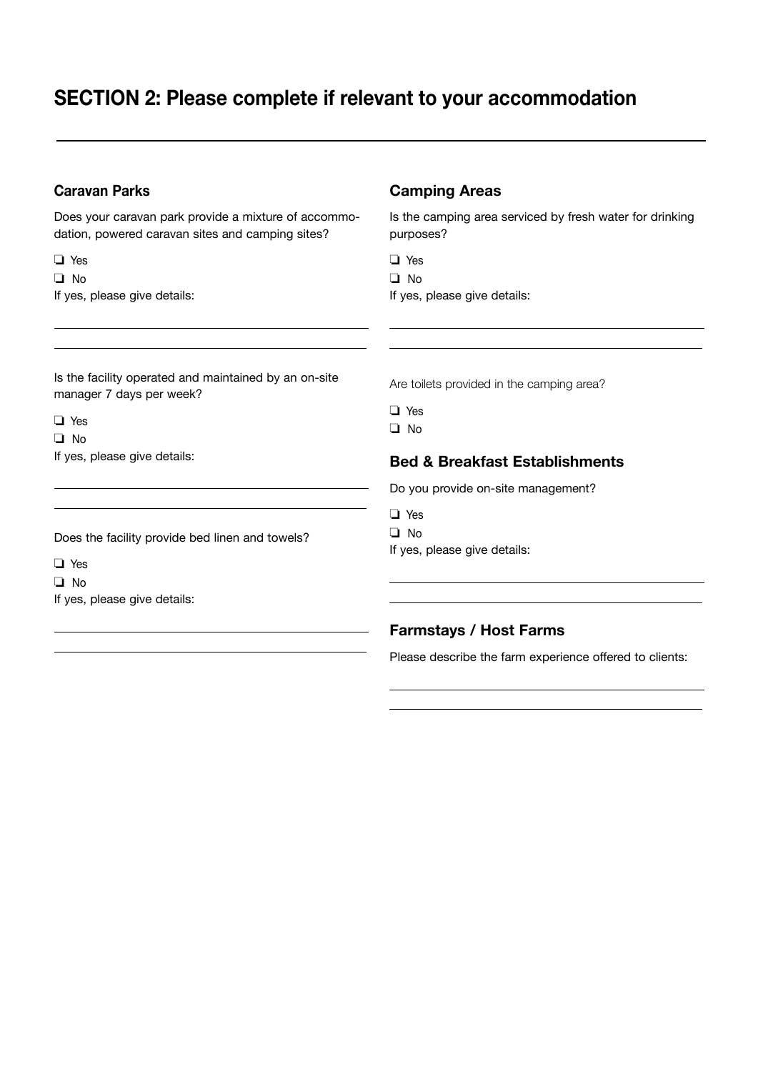## SECTION 2: Please complete if relevant to your accommodation

### Caravan Parks

Does your caravan park provide a mixture of accommodation, powered caravan sites and camping sites?

❏ Yes
❏ No
If yes, please give details:

Is the facility operated and maintained by an on-site manager 7 days per week?

❏ Yes
❏ No
If yes, please give details:

Does the facility provide bed linen and towels?

❏ Yes
❏ No
If yes, please give details:

### Camping Areas

Is the camping area serviced by fresh water for drinking purposes?

❏ Yes
❏ No
If yes, please give details:

Are toilets provided in the camping area?

❏ Yes
❏ No

### Bed & Breakfast Establishments

Do you provide on-site management?

❏ Yes
❏ No
If yes, please give details:

### Farmstays / Host Farms

Please describe the farm experience offered to clients: